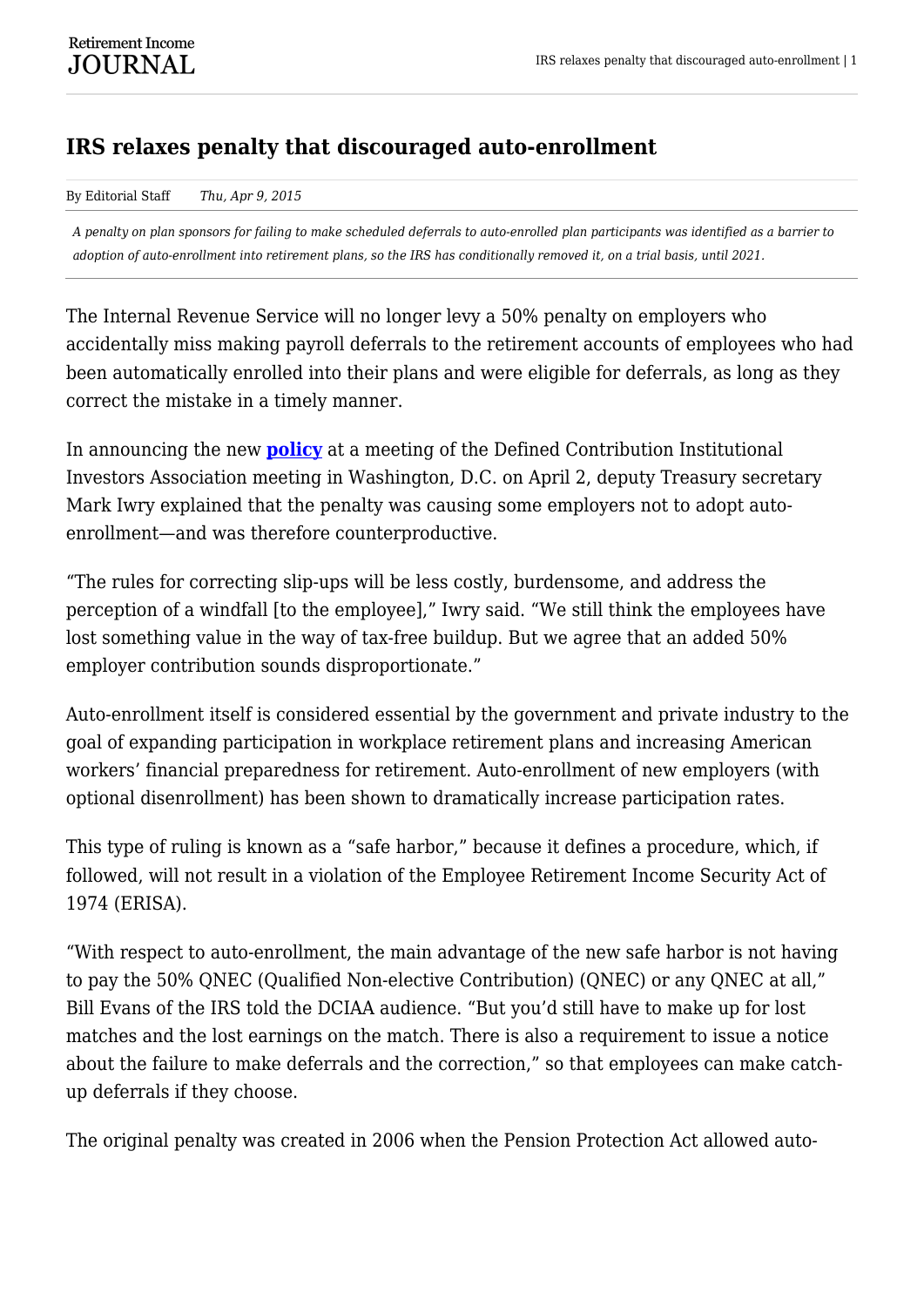## IRS relaxes penalty that discouraged auto-enrollment

By Editorial Staff *Thu, Apr 9, 2015*

*A penalty on plan sponsors for failing to make scheduled deferrals to auto-enrolled plan participants was identified as a barrier to adoption of auto-enrollment into retirement plans, so the IRS has conditionally removed it, on a trial basis, until 2021.*

The Internal Revenue Service will no longer levy a 50% penalty on employers who accidentally miss making payroll deferrals to the retirement accounts of employees who had been automatically enrolled into their plans and were eligible for deferrals, as long as they correct the mistake in a timely manner.

In announcing the new **policy** at a meeting of the Defined Contribution Institutional Investors Association meeting in Washington, D.C. on April 2, deputy Treasury secretary Mark Iwry explained that the penalty was causing some employers not to adopt auto-enrollment—and was therefore counterproductive.

"The rules for correcting slip-ups will be less costly, burdensome, and address the perception of a windfall [to the employee]," Iwry said. "We still think the employees have lost something value in the way of tax-free buildup. But we agree that an added 50% employer contribution sounds disproportionate."

Auto-enrollment itself is considered essential by the government and private industry to the goal of expanding participation in workplace retirement plans and increasing American workers' financial preparedness for retirement. Auto-enrollment of new employers (with optional disenrollment) has been shown to dramatically increase participation rates.

This type of ruling is known as a "safe harbor," because it defines a procedure, which, if followed, will not result in a violation of the Employee Retirement Income Security Act of 1974 (ERISA).

"With respect to auto-enrollment, the main advantage of the new safe harbor is not having to pay the 50% QNEC (Qualified Non-elective Contribution) (QNEC) or any QNEC at all," Bill Evans of the IRS told the DCIAA audience. "But you'd still have to make up for lost matches and the lost earnings on the match. There is also a requirement to issue a notice about the failure to make deferrals and the correction," so that employees can make catch-up deferrals if they choose.

The original penalty was created in 2006 when the Pension Protection Act allowed auto-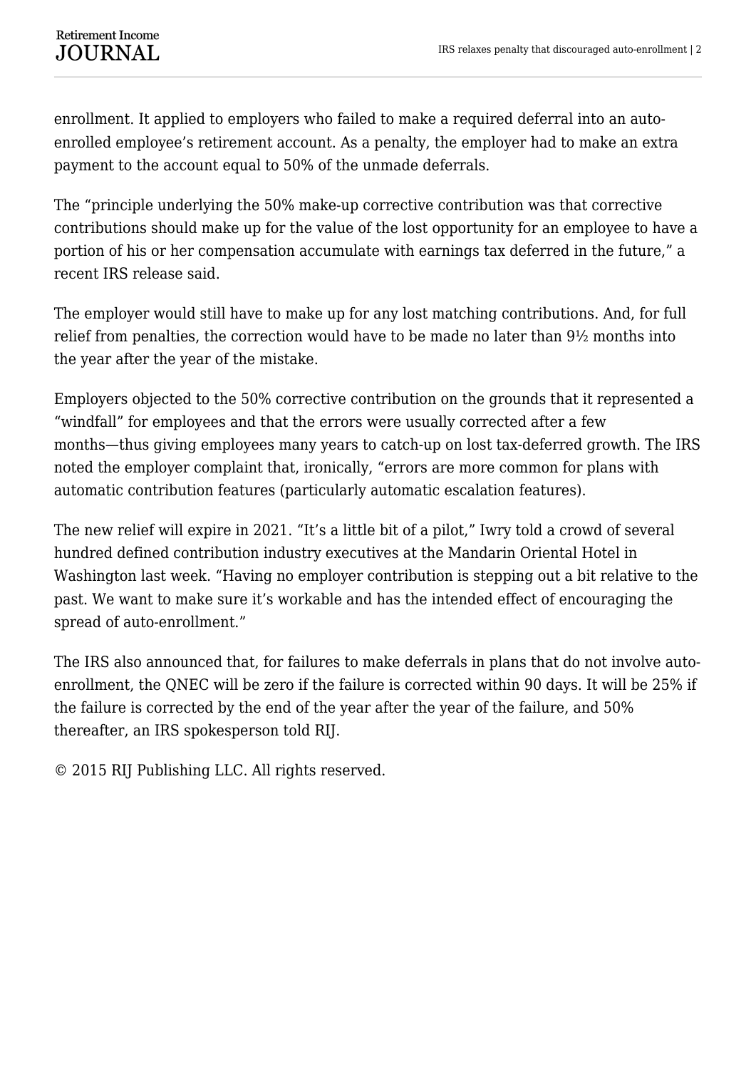enrollment. It applied to employers who failed to make a required deferral into an auto-enrolled employee's retirement account. As a penalty, the employer had to make an extra payment to the account equal to 50% of the unmade deferrals.

The "principle underlying the 50% make-up corrective contribution was that corrective contributions should make up for the value of the lost opportunity for an employee to have a portion of his or her compensation accumulate with earnings tax deferred in the future," a recent IRS release said.

The employer would still have to make up for any lost matching contributions. And, for full relief from penalties, the correction would have to be made no later than 9½ months into the year after the year of the mistake.

Employers objected to the 50% corrective contribution on the grounds that it represented a "windfall" for employees and that the errors were usually corrected after a few months—thus giving employees many years to catch-up on lost tax-deferred growth. The IRS noted the employer complaint that, ironically, "errors are more common for plans with automatic contribution features (particularly automatic escalation features).

The new relief will expire in 2021. "It's a little bit of a pilot," Iwry told a crowd of several hundred defined contribution industry executives at the Mandarin Oriental Hotel in Washington last week. "Having no employer contribution is stepping out a bit relative to the past. We want to make sure it's workable and has the intended effect of encouraging the spread of auto-enrollment."

The IRS also announced that, for failures to make deferrals in plans that do not involve auto-enrollment, the QNEC will be zero if the failure is corrected within 90 days. It will be 25% if the failure is corrected by the end of the year after the year of the failure, and 50% thereafter, an IRS spokesperson told RIJ.

© 2015 RIJ Publishing LLC. All rights reserved.